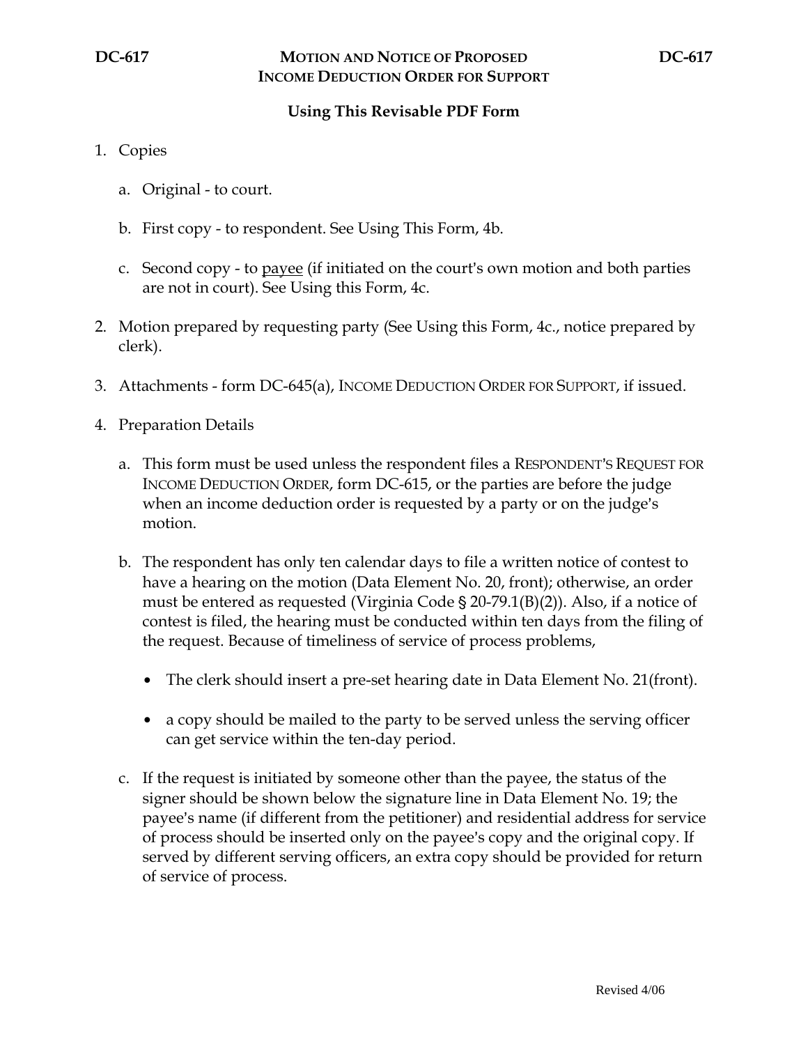**DC-617** **MOTION AND NOTICE OF PROPOSED INCOME DEDUCTION ORDER FOR SUPPORT** **DC-617**

## Using This Revisable PDF Form

1. Copies

   a. Original - to court.

   b. First copy - to respondent. See Using This Form, 4b.

   c. Second copy - to payee (if initiated on the court's own motion and both parties are not in court). See Using this Form, 4c.

2. Motion prepared by requesting party (See Using this Form, 4c., notice prepared by clerk).

3. Attachments - form DC-645(a), INCOME DEDUCTION ORDER FOR SUPPORT, if issued.

4. Preparation Details

   a. This form must be used unless the respondent files a RESPONDENT'S REQUEST FOR INCOME DEDUCTION ORDER, form DC-615, or the parties are before the judge when an income deduction order is requested by a party or on the judge's motion.

   b. The respondent has only ten calendar days to file a written notice of contest to have a hearing on the motion (Data Element No. 20, front); otherwise, an order must be entered as requested (Virginia Code § 20-79.1(B)(2)). Also, if a notice of contest is filed, the hearing must be conducted within ten days from the filing of the request. Because of timeliness of service of process problems,

      - The clerk should insert a pre-set hearing date in Data Element No. 21(front).
      - a copy should be mailed to the party to be served unless the serving officer can get service within the ten-day period.

   c. If the request is initiated by someone other than the payee, the status of the signer should be shown below the signature line in Data Element No. 19; the payee's name (if different from the petitioner) and residential address for service of process should be inserted only on the payee's copy and the original copy. If served by different serving officers, an extra copy should be provided for return of service of process.

Revised 4/06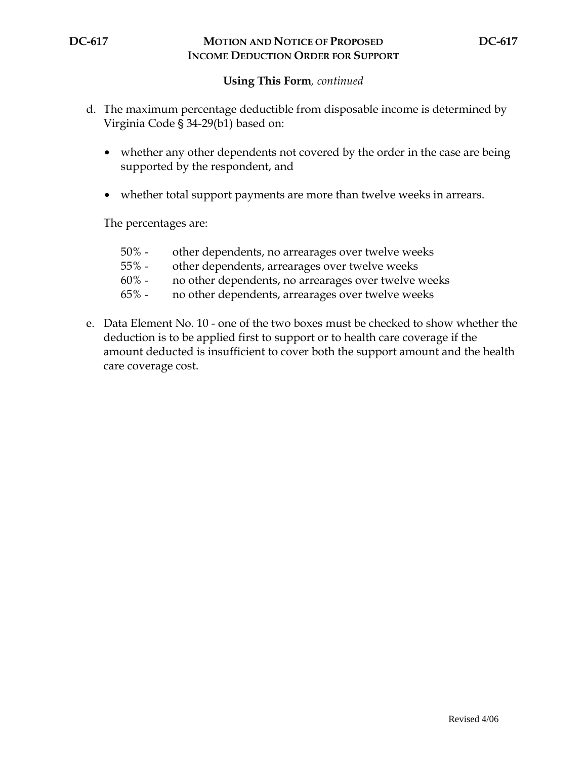**Using This Form**, *continued*

d. The maximum percentage deductible from disposable income is determined by Virginia Code § 34-29(b1) based on:

   - whether any other dependents not covered by the order in the case are being supported by the respondent, and

   - whether total support payments are more than twelve weeks in arrears.

   The percentages are:

   50% - other dependents, no arrearages over twelve weeks
   55% - other dependents, arrearages over twelve weeks
   60% - no other dependents, no arrearages over twelve weeks
   65% - no other dependents, arrearages over twelve weeks

e. Data Element No. 10 - one of the two boxes must be checked to show whether the deduction is to be applied first to support or to health care coverage if the amount deducted is insufficient to cover both the support amount and the health care coverage cost.

Revised 4/06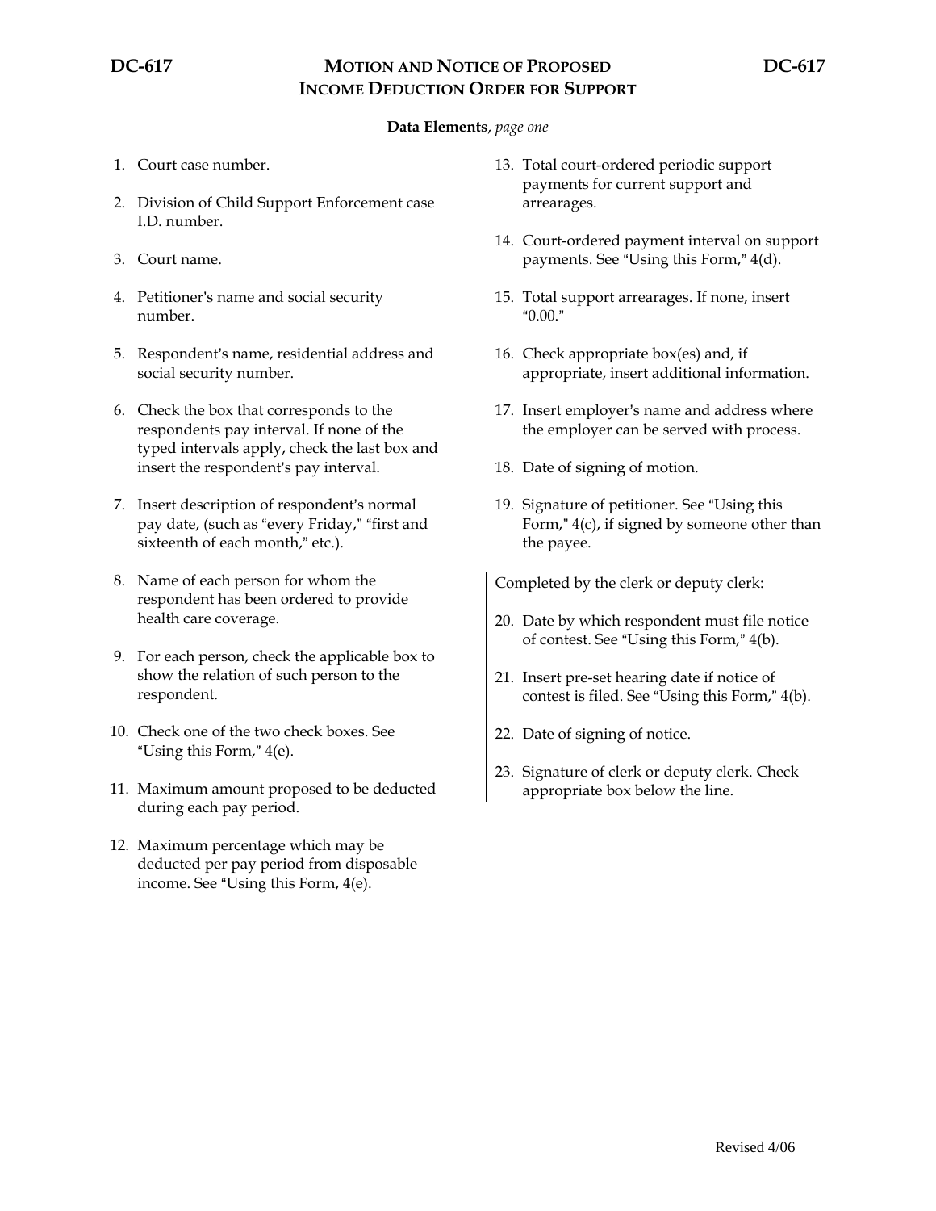**DC-617** **MOTION AND NOTICE OF PROPOSED INCOME DEDUCTION ORDER FOR SUPPORT** **DC-617**

**Data Elements**, *page one*

1. Court case number.
2. Division of Child Support Enforcement case I.D. number.
3. Court name.
4. Petitioner's name and social security number.
5. Respondent's name, residential address and social security number.
6. Check the box that corresponds to the respondents pay interval. If none of the typed intervals apply, check the last box and insert the respondent's pay interval.
7. Insert description of respondent's normal pay date, (such as "every Friday," "first and sixteenth of each month," etc.).
8. Name of each person for whom the respondent has been ordered to provide health care coverage.
9. For each person, check the applicable box to show the relation of such person to the respondent.
10. Check one of the two check boxes. See "Using this Form," 4(e).
11. Maximum amount proposed to be deducted during each pay period.
12. Maximum percentage which may be deducted per pay period from disposable income. See "Using this Form, 4(e).
13. Total court-ordered periodic support payments for current support and arrearages.
14. Court-ordered payment interval on support payments. See "Using this Form," 4(d).
15. Total support arrearages. If none, insert "0.00."
16. Check appropriate box(es) and, if appropriate, insert additional information.
17. Insert employer's name and address where the employer can be served with process.
18. Date of signing of motion.
19. Signature of petitioner. See "Using this Form," 4(c), if signed by someone other than the payee.

Completed by the clerk or deputy clerk:

20. Date by which respondent must file notice of contest. See "Using this Form," 4(b).
21. Insert pre-set hearing date if notice of contest is filed. See "Using this Form," 4(b).
22. Date of signing of notice.
23. Signature of clerk or deputy clerk. Check appropriate box below the line.

Revised 4/06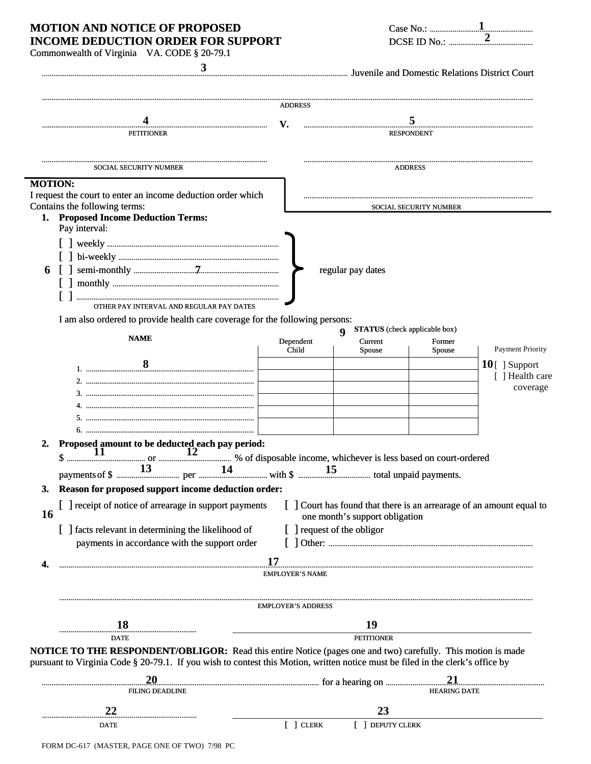# MOTION AND NOTICE OF PROPOSED INCOME DEDUCTION ORDER FOR SUPPORT

Commonwealth of Virginia VA. CODE § 20-79.1

Case No.: ............1............

DCSE ID No.: ............2............

..........................3.......................... Juvenile and Domestic Relations District Court

..........................................................................................................
ADDRESS

..........................4.......................... **V.** ..........................5..........................
PETITIONER RESPONDENT

.......................................................... ..........................................................
SOCIAL SECURITY NUMBER ADDRESS

..........................................................
SOCIAL SECURITY NUMBER

**MOTION:**
I request the court to enter an income deduction order which Contains the following terms:

1. **Proposed Income Deduction Terms:**
   Pay interval:

   6
   [ ] weekly ..........................................................
   [ ] bi-weekly ..........................................................
   [ ] semi-monthly ..................7.................. regular pay dates
   [ ] monthly ..........................................................
   [ ] ..........................................................
   OTHER PAY INTERVAL AND REGULAR PAY DATES

   I am also ordered to provide health care coverage for the following persons:

| NAME | Dependent Child | Current Spouse | Former Spouse |
|---|---|---|---|
| 1. ..........8.......... | | | |
| 2. .......................... | | | |
| 3. .......................... | | | |
| 4. .......................... | | | |
| 5. .......................... | | | |
| 6. .......................... | | | |

9 **STATUS** (check applicable box)

Payment Priority
10 [ ] Support
[ ] Health care coverage

2. **Proposed amount to be deducted each pay period:**
   $ ..........11.......... or ..........12.......... % of disposable income, whichever is less based on court-ordered payments of $ ..........13.......... per ..........14.......... with $ ..........15.......... total unpaid payments.

3. **Reason for proposed support income deduction order:**

   16
   [ ] receipt of notice of arrearage in support payments
   [ ] Court has found that there is an arrearage of an amount equal to one month's support obligation
   [ ] facts relevant in determining the likelihood of payments in accordance with the support order
   [ ] request of the obligor
   [ ] Other: ..........................................................

4. ..........................17..........................
   EMPLOYER'S NAME

   ..........................................................
   EMPLOYER'S ADDRESS

..........18.......... ..........19..........
DATE PETITIONER

**NOTICE TO THE RESPONDENT/OBLIGOR:** Read this entire Notice (pages one and two) carefully. This motion is made pursuant to Virginia Code § 20-79.1. If you wish to contest this Motion, written notice must be filed in the clerk's office by

..........20.......... for a hearing on ..........21..........
FILING DEADLINE HEARING DATE

..........22.......... ..........23..........
DATE [ ] CLERK [ ] DEPUTY CLERK

FORM DC-617 (MASTER, PAGE ONE OF TWO) 7/98 PC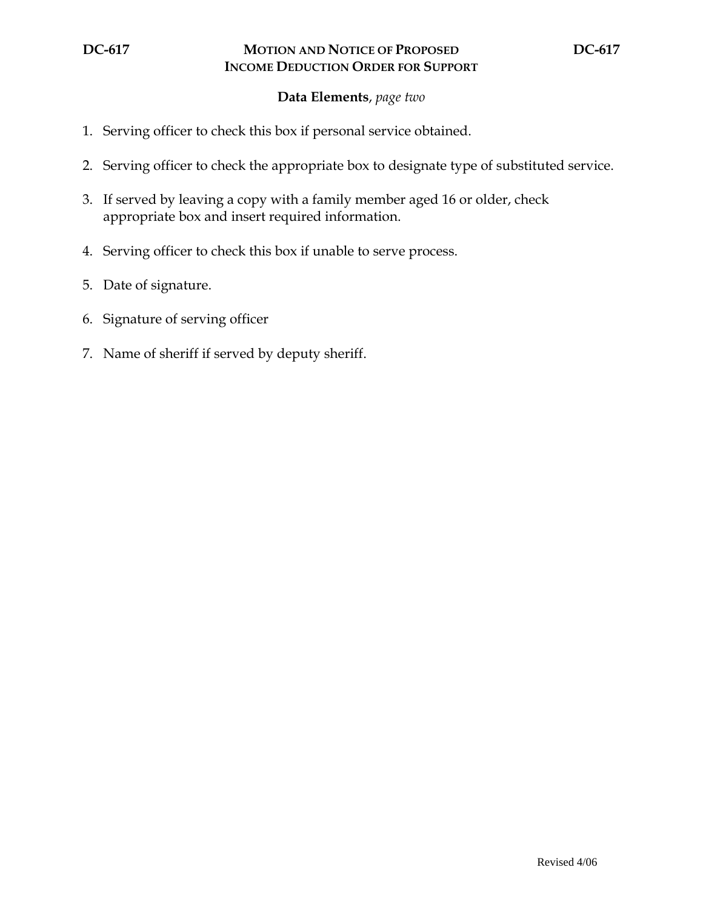**DC-617** **MOTION AND NOTICE OF PROPOSED INCOME DEDUCTION ORDER FOR SUPPORT** **DC-617**

**Data Elements**, *page two*

1. Serving officer to check this box if personal service obtained.
2. Serving officer to check the appropriate box to designate type of substituted service.
3. If served by leaving a copy with a family member aged 16 or older, check appropriate box and insert required information.
4. Serving officer to check this box if unable to serve process.
5. Date of signature.
6. Signature of serving officer
7. Name of sheriff if served by deputy sheriff.

Revised 4/06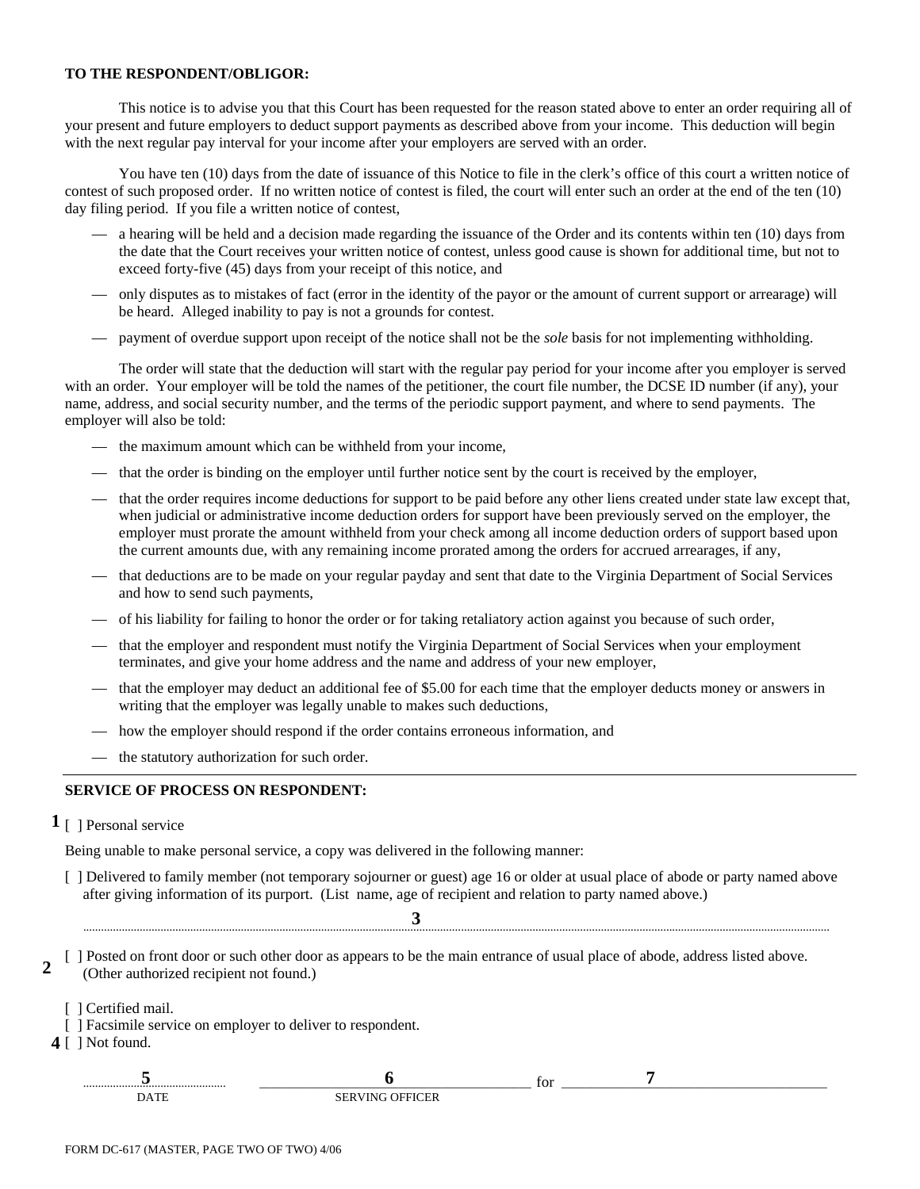**TO THE RESPONDENT/OBLIGOR:**

This notice is to advise you that this Court has been requested for the reason stated above to enter an order requiring all of your present and future employers to deduct support payments as described above from your income. This deduction will begin with the next regular pay interval for your income after your employers are served with an order.

You have ten (10) days from the date of issuance of this Notice to file in the clerk's office of this court a written notice of contest of such proposed order. If no written notice of contest is filed, the court will enter such an order at the end of the ten (10) day filing period. If you file a written notice of contest,

- — a hearing will be held and a decision made regarding the issuance of the Order and its contents within ten (10) days from the date that the Court receives your written notice of contest, unless good cause is shown for additional time, but not to exceed forty-five (45) days from your receipt of this notice, and
- — only disputes as to mistakes of fact (error in the identity of the payor or the amount of current support or arrearage) will be heard. Alleged inability to pay is not a grounds for contest.
- — payment of overdue support upon receipt of the notice shall not be the *sole* basis for not implementing withholding.

The order will state that the deduction will start with the regular pay period for your income after you employer is served with an order. Your employer will be told the names of the petitioner, the court file number, the DCSE ID number (if any), your name, address, and social security number, and the terms of the periodic support payment, and where to send payments. The employer will also be told:

- — the maximum amount which can be withheld from your income,
- — that the order is binding on the employer until further notice sent by the court is received by the employer,
- — that the order requires income deductions for support to be paid before any other liens created under state law except that, when judicial or administrative income deduction orders for support have been previously served on the employer, the employer must prorate the amount withheld from your check among all income deduction orders of support based upon the current amounts due, with any remaining income prorated among the orders for accrued arrearages, if any,
- — that deductions are to be made on your regular payday and sent that date to the Virginia Department of Social Services and how to send such payments,
- — of his liability for failing to honor the order or for taking retaliatory action against you because of such order,
- — that the employer and respondent must notify the Virginia Department of Social Services when your employment terminates, and give your home address and the name and address of your new employer,
- — that the employer may deduct an additional fee of $5.00 for each time that the employer deducts money or answers in writing that the employer was legally unable to makes such deductions,
- — how the employer should respond if the order contains erroneous information, and
- — the statutory authorization for such order.

---

**SERVICE OF PROCESS ON RESPONDENT:**

**1** [ ] Personal service

Being unable to make personal service, a copy was delivered in the following manner:

[ ] Delivered to family member (not temporary sojourner or guest) age 16 or older at usual place of abode or party named above after giving information of its purport. (List name, age of recipient and relation to party named above.)

.............................................................. **3** ..............................................................

**2** [ ] Posted on front door or such other door as appears to be the main entrance of usual place of abode, address listed above. (Other authorized recipient not found.)

[ ] Certified mail.
[ ] Facsimile service on employer to deliver to respondent.
**4** [ ] Not found.

...........**5**........... ____________**6**____________ for ____________**7**____________
DATE SERVING OFFICER

FORM DC-617 (MASTER, PAGE TWO OF TWO) 4/06